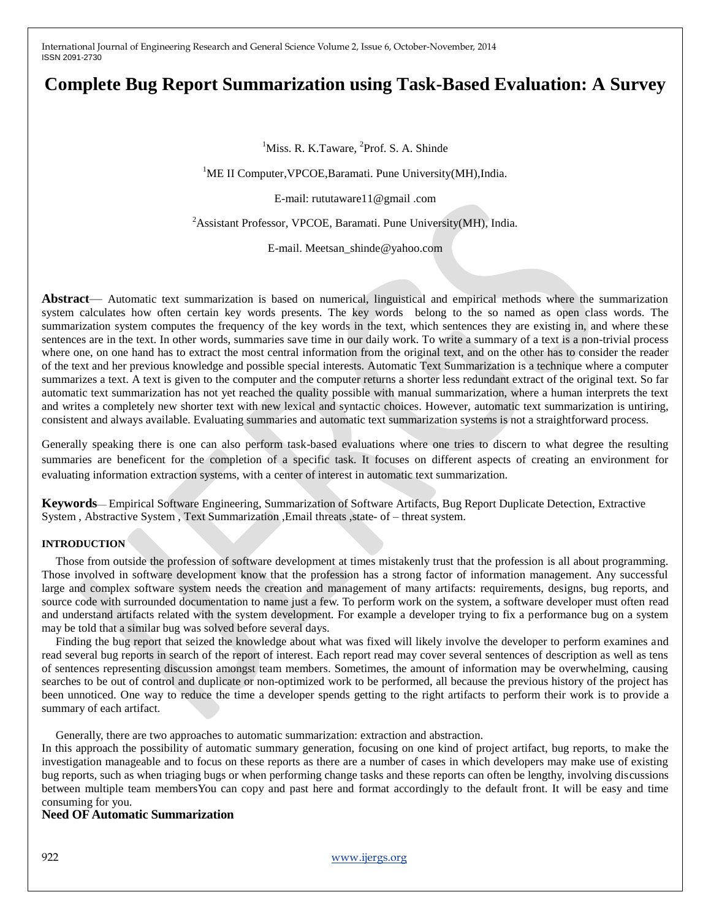# Complete Bug Report Summarization using Task-Based Evaluation: A Survey

[1]Miss. R. K.Taware, [2]Prof. S. A. Shinde

[1]ME II Computer,VPCOE,Baramati. Pune University(MH),India.

E-mail: rututaware11@gmail .com

[2]Assistant Professor, VPCOE, Baramati. Pune University(MH), India.

E-mail. Meetsan_shinde@yahoo.com

**Abstract**— Automatic text summarization is based on numerical, linguistical and empirical methods where the summarization system calculates how often certain key words presents. The key words belong to the so named as open class words. The summarization system computes the frequency of the key words in the text, which sentences they are existing in, and where these sentences are in the text. In other words, summaries save time in our daily work. To write a summary of a text is a non-trivial process where one, on one hand has to extract the most central information from the original text, and on the other has to consider the reader of the text and her previous knowledge and possible special interests. Automatic Text Summarization is a technique where a computer summarizes a text. A text is given to the computer and the computer returns a shorter less redundant extract of the original text. So far automatic text summarization has not yet reached the quality possible with manual summarization, where a human interprets the text and writes a completely new shorter text with new lexical and syntactic choices. However, automatic text summarization is untiring, consistent and always available. Evaluating summaries and automatic text summarization systems is not a straightforward process.

Generally speaking there is one can also perform task-based evaluations where one tries to discern to what degree the resulting summaries are beneficent for the completion of a specific task. It focuses on different aspects of creating an environment for evaluating information extraction systems, with a center of interest in automatic text summarization.

**Keywords**— Empirical Software Engineering, Summarization of Software Artifacts, Bug Report Duplicate Detection, Extractive System , Abstractive System , Text Summarization ,Email threats ,state- of – threat system.

## INTRODUCTION

Those from outside the profession of software development at times mistakenly trust that the profession is all about programming. Those involved in software development know that the profession has a strong factor of information management. Any successful large and complex software system needs the creation and management of many artifacts: requirements, designs, bug reports, and source code with surrounded documentation to name just a few. To perform work on the system, a software developer must often read and understand artifacts related with the system development. For example a developer trying to fix a performance bug on a system may be told that a similar bug was solved before several days.

Finding the bug report that seized the knowledge about what was fixed will likely involve the developer to perform examines and read several bug reports in search of the report of interest. Each report read may cover several sentences of description as well as tens of sentences representing discussion amongst team members. Sometimes, the amount of information may be overwhelming, causing searches to be out of control and duplicate or non-optimized work to be performed, all because the previous history of the project has been unnoticed. One way to reduce the time a developer spends getting to the right artifacts to perform their work is to provide a summary of each artifact.

Generally, there are two approaches to automatic summarization: extraction and abstraction.

In this approach the possibility of automatic summary generation, focusing on one kind of project artifact, bug reports, to make the investigation manageable and to focus on these reports as there are a number of cases in which developers may make use of existing bug reports, such as when triaging bugs or when performing change tasks and these reports can often be lengthy, involving discussions between multiple team membersYou can copy and past here and format accordingly to the default front. It will be easy and time consuming for you.

## Need OF Automatic Summarization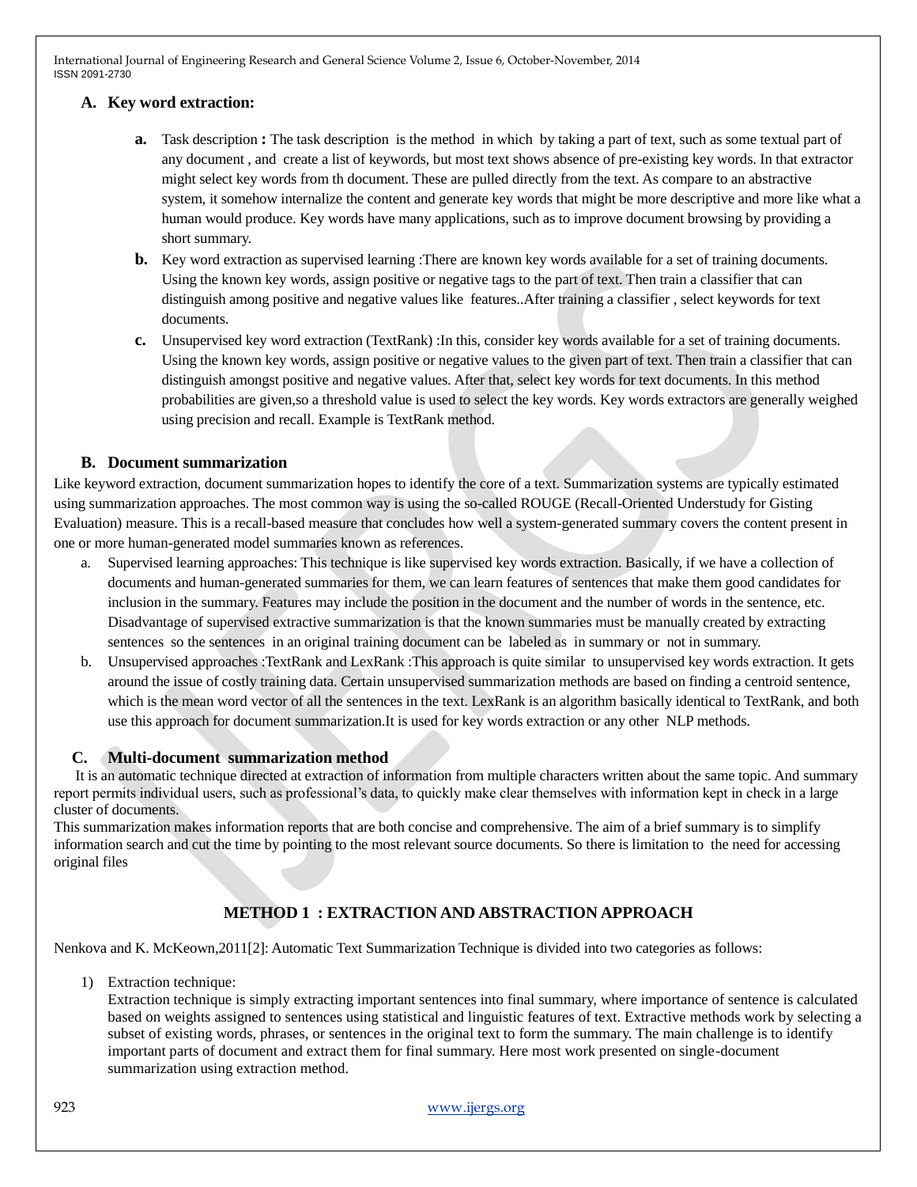### A. Key word extraction:

**a.** Task description **:** The task description is the method in which by taking a part of text, such as some textual part of any document , and create a list of keywords, but most text shows absence of pre-existing key words. In that extractor might select key words from th document. These are pulled directly from the text. As compare to an abstractive system, it somehow internalize the content and generate key words that might be more descriptive and more like what a human would produce. Key words have many applications, such as to improve document browsing by providing a short summary.

**b.** Key word extraction as supervised learning :There are known key words available for a set of training documents. Using the known key words, assign positive or negative tags to the part of text. Then train a classifier that can distinguish among positive and negative values like features..After training a classifier , select keywords for text documents.

**c.** Unsupervised key word extraction (TextRank) :In this, consider key words available for a set of training documents. Using the known key words, assign positive or negative values to the given part of text. Then train a classifier that can distinguish amongst positive and negative values. After that, select key words for text documents. In this method probabilities are given,so a threshold value is used to select the key words. Key words extractors are generally weighed using precision and recall. Example is TextRank method.

### B. Document summarization

Like keyword extraction, document summarization hopes to identify the core of a text. Summarization systems are typically estimated using summarization approaches. The most common way is using the so-called ROUGE (Recall-Oriented Understudy for Gisting Evaluation) measure. This is a recall-based measure that concludes how well a system-generated summary covers the content present in one or more human-generated model summaries known as references.

a. Supervised learning approaches: This technique is like supervised key words extraction. Basically, if we have a collection of documents and human-generated summaries for them, we can learn features of sentences that make them good candidates for inclusion in the summary. Features may include the position in the document and the number of words in the sentence, etc. Disadvantage of supervised extractive summarization is that the known summaries must be manually created by extracting sentences so the sentences in an original training document can be labeled as in summary or not in summary.

b. Unsupervised approaches :TextRank and LexRank :This approach is quite similar to unsupervised key words extraction. It gets around the issue of costly training data. Certain unsupervised summarization methods are based on finding a centroid sentence, which is the mean word vector of all the sentences in the text. LexRank is an algorithm basically identical to TextRank, and both use this approach for document summarization.It is used for key words extraction or any other NLP methods.

### C. Multi-document summarization method

It is an automatic technique directed at extraction of information from multiple characters written about the same topic. And summary report permits individual users, such as professional's data, to quickly make clear themselves with information kept in check in a large cluster of documents.

This summarization makes information reports that are both concise and comprehensive. The aim of a brief summary is to simplify information search and cut the time by pointing to the most relevant source documents. So there is limitation to the need for accessing original files

## METHOD 1 : EXTRACTION AND ABSTRACTION APPROACH

Nenkova and K. McKeown,2011[2]: Automatic Text Summarization Technique is divided into two categories as follows:

1) Extraction technique:
   Extraction technique is simply extracting important sentences into final summary, where importance of sentence is calculated based on weights assigned to sentences using statistical and linguistic features of text. Extractive methods work by selecting a subset of existing words, phrases, or sentences in the original text to form the summary. The main challenge is to identify important parts of document and extract them for final summary. Here most work presented on single-document summarization using extraction method.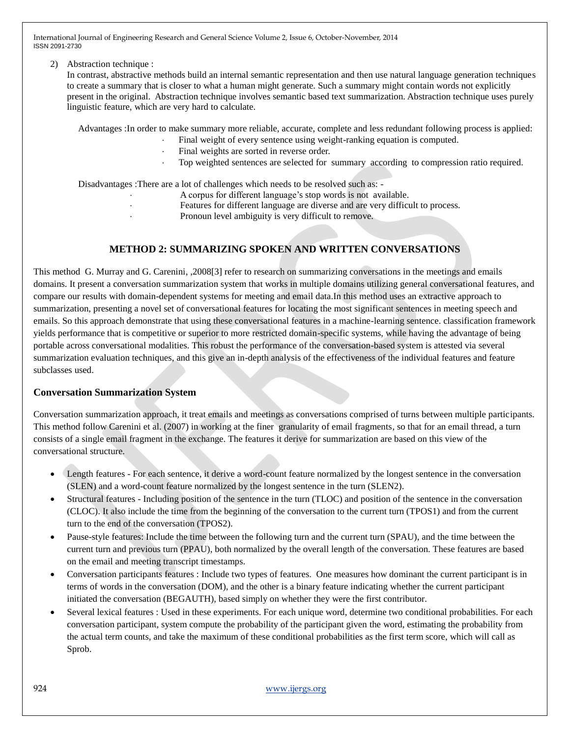2) Abstraction technique :

In contrast, abstractive methods build an internal semantic representation and then use natural language generation techniques to create a summary that is closer to what a human might generate. Such a summary might contain words not explicitly present in the original. Abstraction technique involves semantic based text summarization. Abstraction technique uses purely linguistic feature, which are very hard to calculate.

Advantages :In order to make summary more reliable, accurate, complete and less redundant following process is applied:

- Final weight of every sentence using weight-ranking equation is computed.
- Final weights are sorted in reverse order.
- Top weighted sentences are selected for summary according to compression ratio required.

Disadvantages :There are a lot of challenges which needs to be resolved such as: -

- A corpus for different language's stop words is not available.
- Features for different language are diverse and are very difficult to process.
- Pronoun level ambiguity is very difficult to remove.

## METHOD 2: SUMMARIZING SPOKEN AND WRITTEN CONVERSATIONS

This method G. Murray and G. Carenini, ,2008[3] refer to research on summarizing conversations in the meetings and emails domains. It present a conversation summarization system that works in multiple domains utilizing general conversational features, and compare our results with domain-dependent systems for meeting and email data.In this method uses an extractive approach to summarization, presenting a novel set of conversational features for locating the most significant sentences in meeting speech and emails. So this approach demonstrate that using these conversational features in a machine-learning sentence. classification framework yields performance that is competitive or superior to more restricted domain-specific systems, while having the advantage of being portable across conversational modalities. This robust the performance of the conversation-based system is attested via several summarization evaluation techniques, and this give an in-depth analysis of the effectiveness of the individual features and feature subclasses used.

### Conversation Summarization System

Conversation summarization approach, it treat emails and meetings as conversations comprised of turns between multiple participants. This method follow Carenini et al. (2007) in working at the finer granularity of email fragments, so that for an email thread, a turn consists of a single email fragment in the exchange. The features it derive for summarization are based on this view of the conversational structure.

- Length features - For each sentence, it derive a word-count feature normalized by the longest sentence in the conversation (SLEN) and a word-count feature normalized by the longest sentence in the turn (SLEN2).
- Structural features - Including position of the sentence in the turn (TLOC) and position of the sentence in the conversation (CLOC). It also include the time from the beginning of the conversation to the current turn (TPOS1) and from the current turn to the end of the conversation (TPOS2).
- Pause-style features: Include the time between the following turn and the current turn (SPAU), and the time between the current turn and previous turn (PPAU), both normalized by the overall length of the conversation. These features are based on the email and meeting transcript timestamps.
- Conversation participants features : Include two types of features. One measures how dominant the current participant is in terms of words in the conversation (DOM), and the other is a binary feature indicating whether the current participant initiated the conversation (BEGAUTH), based simply on whether they were the first contributor.
- Several lexical features : Used in these experiments. For each unique word, determine two conditional probabilities. For each conversation participant, system compute the probability of the participant given the word, estimating the probability from the actual term counts, and take the maximum of these conditional probabilities as the first term score, which will call as Sprob.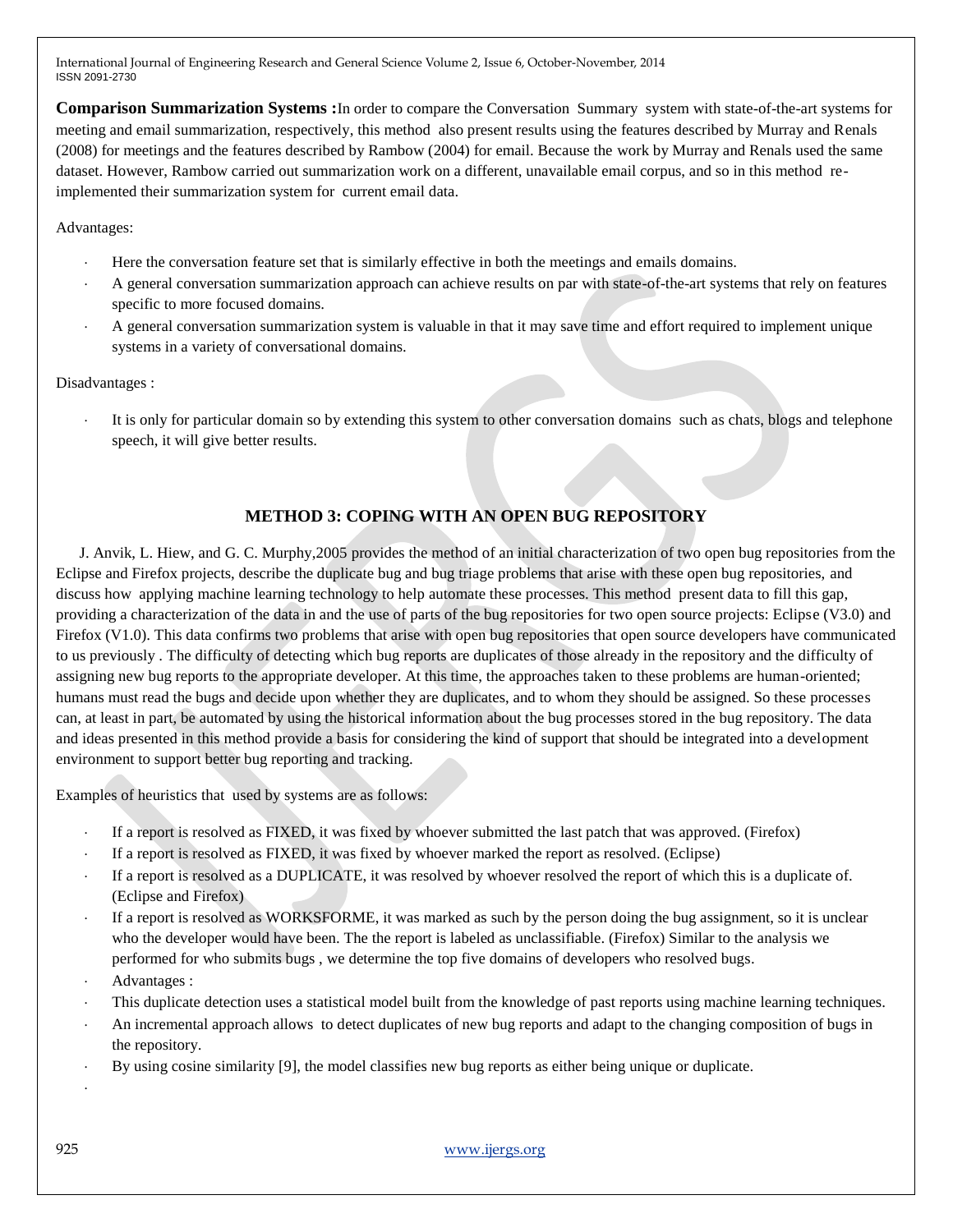**Comparison Summarization Systems :**In order to compare the Conversation Summary system with state-of-the-art systems for meeting and email summarization, respectively, this method also present results using the features described by Murray and Renals (2008) for meetings and the features described by Rambow (2004) for email. Because the work by Murray and Renals used the same dataset. However, Rambow carried out summarization work on a different, unavailable email corpus, and so in this method re-implemented their summarization system for current email data.

Advantages:

- Here the conversation feature set that is similarly effective in both the meetings and emails domains.
- A general conversation summarization approach can achieve results on par with state-of-the-art systems that rely on features specific to more focused domains.
- A general conversation summarization system is valuable in that it may save time and effort required to implement unique systems in a variety of conversational domains.

Disadvantages :

- It is only for particular domain so by extending this system to other conversation domains such as chats, blogs and telephone speech, it will give better results.

## METHOD 3: COPING WITH AN OPEN BUG REPOSITORY

J. Anvik, L. Hiew, and G. C. Murphy,2005 provides the method of an initial characterization of two open bug repositories from the Eclipse and Firefox projects, describe the duplicate bug and bug triage problems that arise with these open bug repositories, and discuss how applying machine learning technology to help automate these processes. This method present data to fill this gap, providing a characterization of the data in and the use of parts of the bug repositories for two open source projects: Eclipse (V3.0) and Firefox (V1.0). This data confirms two problems that arise with open bug repositories that open source developers have communicated to us previously . The difficulty of detecting which bug reports are duplicates of those already in the repository and the difficulty of assigning new bug reports to the appropriate developer. At this time, the approaches taken to these problems are human-oriented; humans must read the bugs and decide upon whether they are duplicates, and to whom they should be assigned. So these processes can, at least in part, be automated by using the historical information about the bug processes stored in the bug repository. The data and ideas presented in this method provide a basis for considering the kind of support that should be integrated into a development environment to support better bug reporting and tracking.

Examples of heuristics that used by systems are as follows:

- If a report is resolved as FIXED, it was fixed by whoever submitted the last patch that was approved. (Firefox)
- If a report is resolved as FIXED, it was fixed by whoever marked the report as resolved. (Eclipse)
- If a report is resolved as a DUPLICATE, it was resolved by whoever resolved the report of which this is a duplicate of. (Eclipse and Firefox)
- If a report is resolved as WORKSFORME, it was marked as such by the person doing the bug assignment, so it is unclear who the developer would have been. The the report is labeled as unclassifiable. (Firefox) Similar to the analysis we performed for who submits bugs , we determine the top five domains of developers who resolved bugs.
- Advantages :
- This duplicate detection uses a statistical model built from the knowledge of past reports using machine learning techniques.
- An incremental approach allows to detect duplicates of new bug reports and adapt to the changing composition of bugs in the repository.
- By using cosine similarity [9], the model classifies new bug reports as either being unique or duplicate.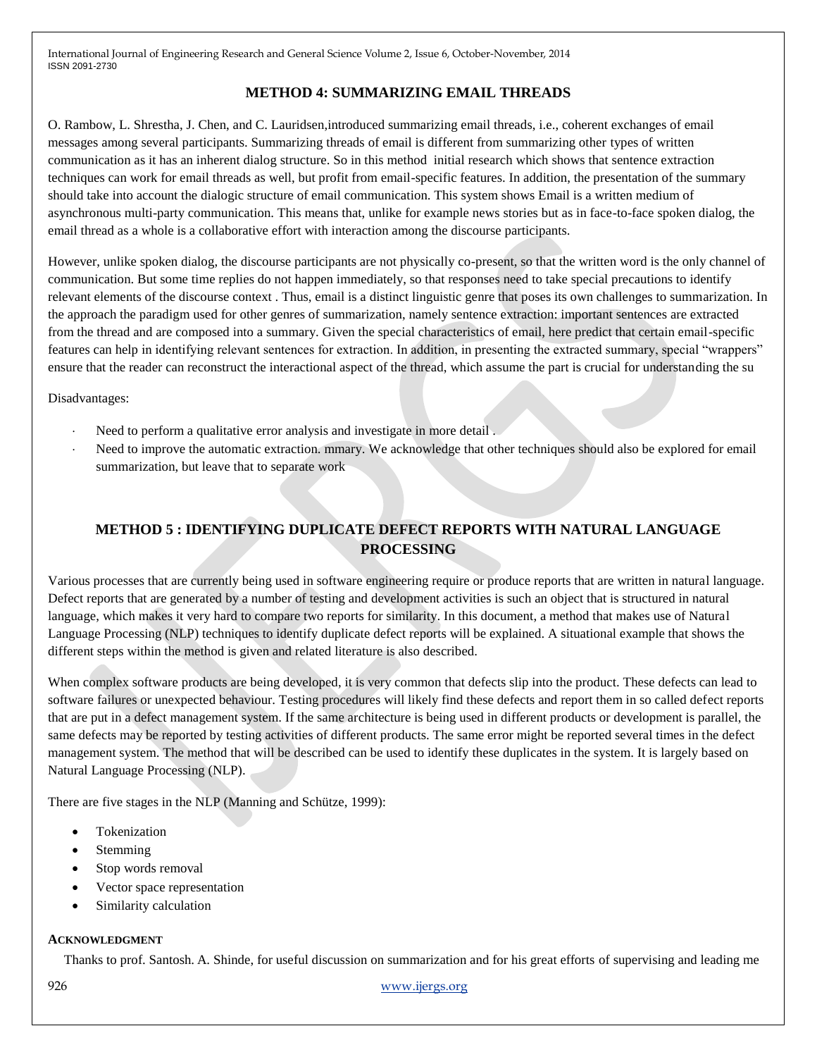## METHOD 4: SUMMARIZING EMAIL THREADS

O. Rambow, L. Shrestha, J. Chen, and C. Lauridsen,introduced summarizing email threads, i.e., coherent exchanges of email messages among several participants. Summarizing threads of email is different from summarizing other types of written communication as it has an inherent dialog structure. So in this method initial research which shows that sentence extraction techniques can work for email threads as well, but profit from email-specific features. In addition, the presentation of the summary should take into account the dialogic structure of email communication. This system shows Email is a written medium of asynchronous multi-party communication. This means that, unlike for example news stories but as in face-to-face spoken dialog, the email thread as a whole is a collaborative effort with interaction among the discourse participants.

However, unlike spoken dialog, the discourse participants are not physically co-present, so that the written word is the only channel of communication. But some time replies do not happen immediately, so that responses need to take special precautions to identify relevant elements of the discourse context . Thus, email is a distinct linguistic genre that poses its own challenges to summarization. In the approach the paradigm used for other genres of summarization, namely sentence extraction: important sentences are extracted from the thread and are composed into a summary. Given the special characteristics of email, here predict that certain email-specific features can help in identifying relevant sentences for extraction. In addition, in presenting the extracted summary, special "wrappers" ensure that the reader can reconstruct the interactional aspect of the thread, which assume the part is crucial for understanding the su

Disadvantages:

- Need to perform a qualitative error analysis and investigate in more detail .
- Need to improve the automatic extraction. mmary. We acknowledge that other techniques should also be explored for email summarization, but leave that to separate work

## METHOD 5 : IDENTIFYING DUPLICATE DEFECT REPORTS WITH NATURAL LANGUAGE PROCESSING

Various processes that are currently being used in software engineering require or produce reports that are written in natural language. Defect reports that are generated by a number of testing and development activities is such an object that is structured in natural language, which makes it very hard to compare two reports for similarity. In this document, a method that makes use of Natural Language Processing (NLP) techniques to identify duplicate defect reports will be explained. A situational example that shows the different steps within the method is given and related literature is also described.

When complex software products are being developed, it is very common that defects slip into the product. These defects can lead to software failures or unexpected behaviour. Testing procedures will likely find these defects and report them in so called defect reports that are put in a defect management system. If the same architecture is being used in different products or development is parallel, the same defects may be reported by testing activities of different products. The same error might be reported several times in the defect management system. The method that will be described can be used to identify these duplicates in the system. It is largely based on Natural Language Processing (NLP).

There are five stages in the NLP (Manning and Schütze, 1999):

- Tokenization
- Stemming
- Stop words removal
- Vector space representation
- Similarity calculation

### ACKNOWLEDGMENT

Thanks to prof. Santosh. A. Shinde, for useful discussion on summarization and for his great efforts of supervising and leading me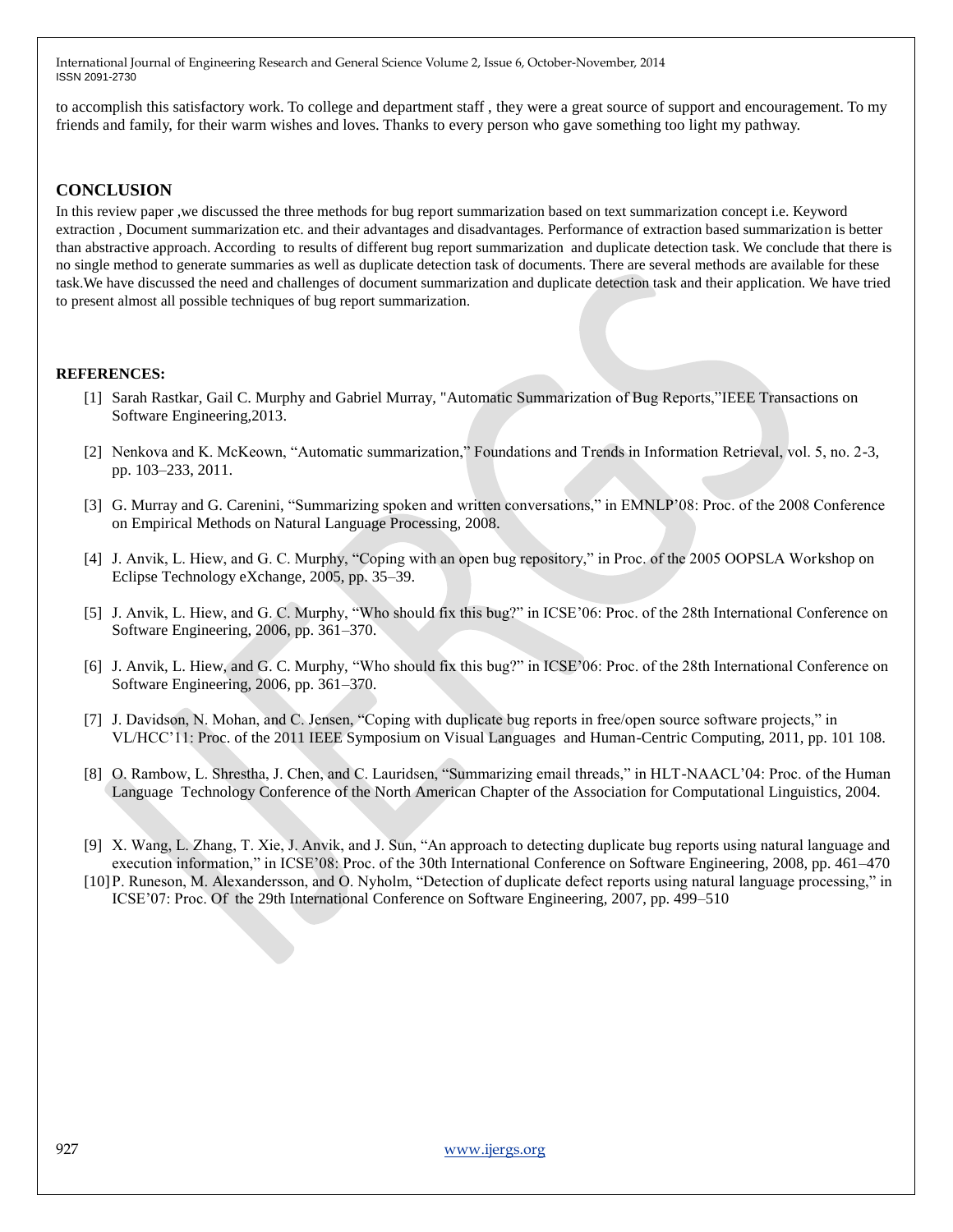to accomplish this satisfactory work. To college and department staff , they were a great source of support and encouragement. To my friends and family, for their warm wishes and loves. Thanks to every person who gave something too light my pathway.

## CONCLUSION

In this review paper ,we discussed the three methods for bug report summarization based on text summarization concept i.e. Keyword extraction , Document summarization etc. and their advantages and disadvantages. Performance of extraction based summarization is better than abstractive approach. According to results of different bug report summarization and duplicate detection task. We conclude that there is no single method to generate summaries as well as duplicate detection task of documents. There are several methods are available for these task.We have discussed the need and challenges of document summarization and duplicate detection task and their application. We have tried to present almost all possible techniques of bug report summarization.

**REFERENCES:**

[1] Sarah Rastkar, Gail C. Murphy and Gabriel Murray, "Automatic Summarization of Bug Reports,"IEEE Transactions on Software Engineering,2013.

[2] Nenkova and K. McKeown, "Automatic summarization," Foundations and Trends in Information Retrieval, vol. 5, no. 2-3, pp. 103–233, 2011.

[3] G. Murray and G. Carenini, "Summarizing spoken and written conversations," in EMNLP'08: Proc. of the 2008 Conference on Empirical Methods on Natural Language Processing, 2008.

[4] J. Anvik, L. Hiew, and G. C. Murphy, "Coping with an open bug repository," in Proc. of the 2005 OOPSLA Workshop on Eclipse Technology eXchange, 2005, pp. 35–39.

[5] J. Anvik, L. Hiew, and G. C. Murphy, "Who should fix this bug?" in ICSE'06: Proc. of the 28th International Conference on Software Engineering, 2006, pp. 361–370.

[6] J. Anvik, L. Hiew, and G. C. Murphy, "Who should fix this bug?" in ICSE'06: Proc. of the 28th International Conference on Software Engineering, 2006, pp. 361–370.

[7] J. Davidson, N. Mohan, and C. Jensen, "Coping with duplicate bug reports in free/open source software projects," in VL/HCC'11: Proc. of the 2011 IEEE Symposium on Visual Languages and Human-Centric Computing, 2011, pp. 101 108.

[8] O. Rambow, L. Shrestha, J. Chen, and C. Lauridsen, "Summarizing email threads," in HLT-NAACL'04: Proc. of the Human Language Technology Conference of the North American Chapter of the Association for Computational Linguistics, 2004.

[9] X. Wang, L. Zhang, T. Xie, J. Anvik, and J. Sun, "An approach to detecting duplicate bug reports using natural language and execution information," in ICSE'08: Proc. of the 30th International Conference on Software Engineering, 2008, pp. 461–470

[10] P. Runeson, M. Alexandersson, and O. Nyholm, "Detection of duplicate defect reports using natural language processing," in ICSE'07: Proc. Of the 29th International Conference on Software Engineering, 2007, pp. 499–510